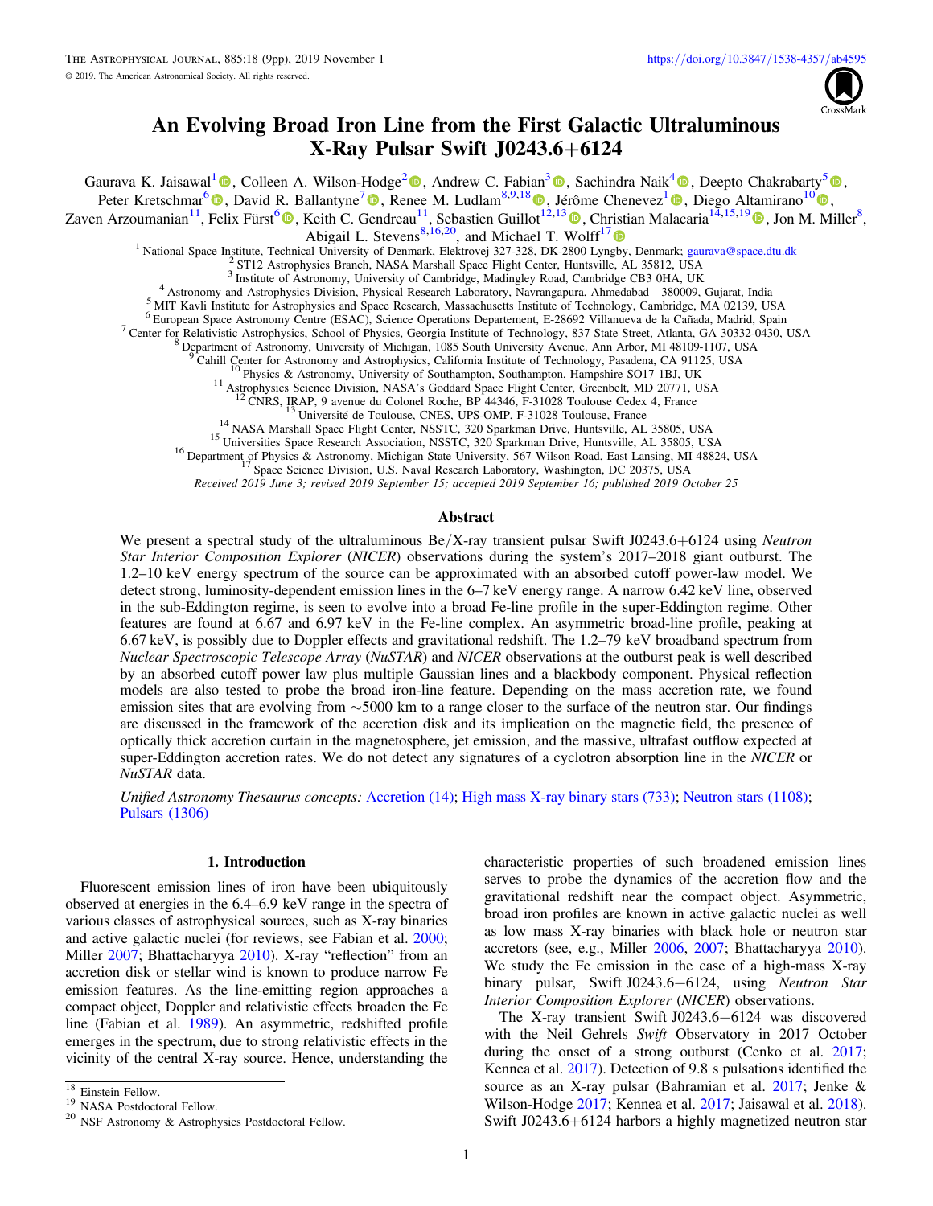# An Evolving Broad Iron Line from the First Galactic Ultraluminous X-Ray Pulsar Swift J0243.6+6124

Gaurava K. Jaisawal[1], Colleen A. Wilson-Hodge[2], Andrew C. Fabian[3], Sachindra Naik[4], Deepto Chakrabarty[5], Peter Kretschmar[6], David R. Ballantyne[7], Renee M. Ludlam[8,9,18], Jérôme Chenevez[1], Diego Altamirano[10], Zaven Arzoumanian[11], Felix Fürst[6], Keith C. Gendreau[11], Sebastien Guillot[12,13], Christian Malacaria[14,15,19], Jon M. Miller[8], Abigail L. Stevens[8,16,20], and Michael T. Wolff[17]

[1] National Space Institute, Technical University of Denmark, Elektrovej 327-328, DK-2800 Lyngby, Denmark; gaurava@space.dtu.dk
[2] ST12 Astrophysics Branch, NASA Marshall Space Flight Center, Huntsville, AL 35812, USA
[3] Institute of Astronomy, University of Cambridge, Madingley Road, Cambridge CB3 0HA, UK
[4] Astronomy and Astrophysics Division, Physical Research Laboratory, Navrangapura, Ahmedabad—380009, Gujarat, India
[5] MIT Kavli Institute for Astrophysics and Space Research, Massachusetts Institute of Technology, Cambridge, MA 02139, USA
[6] European Space Astronomy Centre (ESAC), Science Operations Departement, E-28692 Villanueva de la Cañada, Madrid, Spain
[7] Center for Relativistic Astrophysics, School of Physics, Georgia Institute of Technology, 837 State Street, Atlanta, GA 30332-0430, USA
[8] Department of Astronomy, University of Michigan, 1085 South University Avenue, Ann Arbor, MI 48109-1107, USA
[9] Cahill Center for Astronomy and Astrophysics, California Institute of Technology, Pasadena, CA 91125, USA
[10] Physics & Astronomy, University of Southampton, Southampton, Hampshire SO17 1BJ, UK
[11] Astrophysics Science Division, NASA's Goddard Space Flight Center, Greenbelt, MD 20771, USA
[12] CNRS, IRAP, 9 avenue du Colonel Roche, BP 44346, F-31028 Toulouse Cedex 4, France
[13] Université de Toulouse, CNES, UPS-OMP, F-31028 Toulouse, France
[14] NASA Marshall Space Flight Center, NSSTC, 320 Sparkman Drive, Huntsville, AL 35805, USA
[15] Universities Space Research Association, NSSTC, 320 Sparkman Drive, Huntsville, AL 35805, USA
[16] Department of Physics & Astronomy, Michigan State University, 567 Wilson Road, East Lansing, MI 48824, USA
[17] Space Science Division, U.S. Naval Research Laboratory, Washington, DC 20375, USA

*Received 2019 June 3; revised 2019 September 15; accepted 2019 September 16; published 2019 October 25*

## Abstract

We present a spectral study of the ultraluminous Be/X-ray transient pulsar Swift J0243.6+6124 using *Neutron Star Interior Composition Explorer* (*NICER*) observations during the system's 2017–2018 giant outburst. The 1.2–10 keV energy spectrum of the source can be approximated with an absorbed cutoff power-law model. We detect strong, luminosity-dependent emission lines in the 6–7 keV energy range. A narrow 6.42 keV line, observed in the sub-Eddington regime, is seen to evolve into a broad Fe-line profile in the super-Eddington regime. Other features are found at 6.67 and 6.97 keV in the Fe-line complex. An asymmetric broad-line profile, peaking at 6.67 keV, is possibly due to Doppler effects and gravitational redshift. The 1.2–79 keV broadband spectrum from *Nuclear Spectroscopic Telescope Array* (*NuSTAR*) and *NICER* observations at the outburst peak is well described by an absorbed cutoff power law plus multiple Gaussian lines and a blackbody component. Physical reflection models are also tested to probe the broad iron-line feature. Depending on the mass accretion rate, we found emission sites that are evolving from ∼5000 km to a range closer to the surface of the neutron star. Our findings are discussed in the framework of the accretion disk and its implication on the magnetic field, the presence of optically thick accretion curtain in the magnetosphere, jet emission, and the massive, ultrafast outflow expected at super-Eddington accretion rates. We do not detect any signatures of a cyclotron absorption line in the *NICER* or *NuSTAR* data.

*Unified Astronomy Thesaurus concepts:* Accretion (14); High mass X-ray binary stars (733); Neutron stars (1108); Pulsars (1306)

## 1. Introduction

Fluorescent emission lines of iron have been ubiquitously observed at energies in the 6.4–6.9 keV range in the spectra of various classes of astrophysical sources, such as X-ray binaries and active galactic nuclei (for reviews, see Fabian et al. 2000; Miller 2007; Bhattacharyya 2010). X-ray "reflection" from an accretion disk or stellar wind is known to produce narrow Fe emission features. As the line-emitting region approaches a compact object, Doppler and relativistic effects broaden the Fe line (Fabian et al. 1989). An asymmetric, redshifted profile emerges in the spectrum, due to strong relativistic effects in the vicinity of the central X-ray source. Hence, understanding the characteristic properties of such broadened emission lines serves to probe the dynamics of the accretion flow and the gravitational redshift near the compact object. Asymmetric, broad iron profiles are known in active galactic nuclei as well as in low mass X-ray binaries with black hole or neutron star accretors (see, e.g., Miller 2006, 2007; Bhattacharyya 2010). We study the Fe emission in the case of a high-mass X-ray binary pulsar, Swift J0243.6+6124, using *Neutron Star Interior Composition Explorer* (*NICER*) observations.

The X-ray transient Swift J0243.6+6124 was discovered with the Neil Gehrels *Swift* Observatory in 2017 October during the onset of a strong outburst (Cenko et al. 2017; Kennea et al. 2017). Detection of 9.8 s pulsations identified the source as an X-ray pulsar (Bahramian et al. 2017; Jenke & Wilson-Hodge 2017; Kennea et al. 2017; Jaisawal et al. 2018). Swift J0243.6+6124 harbors a highly magnetized neutron star

[18] Einstein Fellow.
[19] NASA Postdoctoral Fellow.
[20] NSF Astronomy & Astrophysics Postdoctoral Fellow.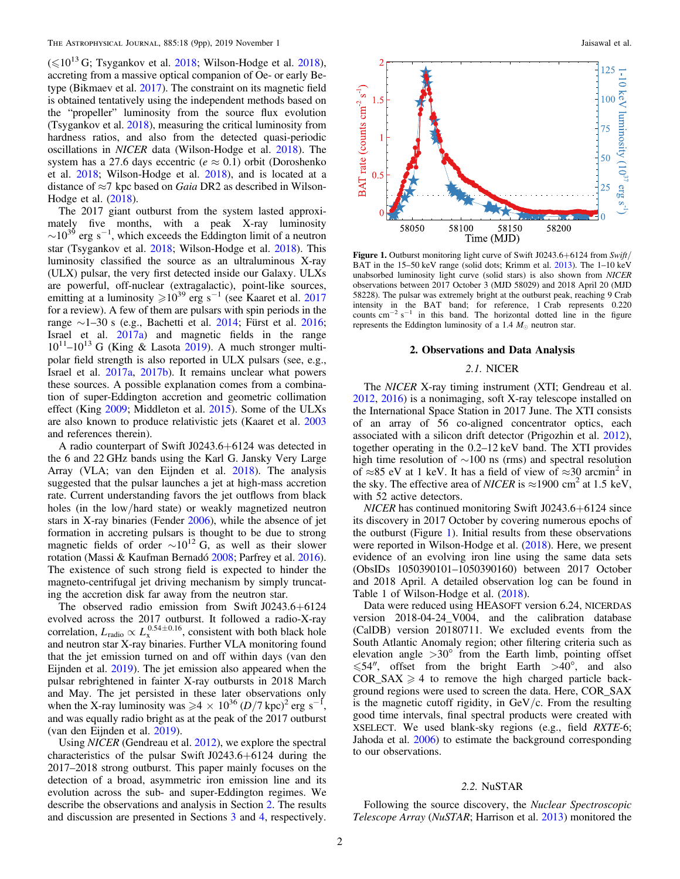($\leqslant 10^{13}$ G; Tsygankov et al. 2018; Wilson-Hodge et al. 2018), accreting from a massive optical companion of Oe- or early Be-type (Bikmaev et al. 2017). The constraint on its magnetic field is obtained tentatively using the independent methods based on the "propeller" luminosity from the source flux evolution (Tsygankov et al. 2018), measuring the critical luminosity from hardness ratios, and also from the detected quasi-periodic oscillations in *NICER* data (Wilson-Hodge et al. 2018). The system has a 27.6 days eccentric ($e \approx 0.1$) orbit (Doroshenko et al. 2018; Wilson-Hodge et al. 2018), and is located at a distance of $\approx$7 kpc based on *Gaia* DR2 as described in Wilson-Hodge et al. (2018).

The 2017 giant outburst from the system lasted approximately five months, with a peak X-ray luminosity $\sim 10^{39}$ erg s$^{-1}$, which exceeds the Eddington limit of a neutron star (Tsygankov et al. 2018; Wilson-Hodge et al. 2018). This luminosity classified the source as an ultraluminous X-ray (ULX) pulsar, the very first detected inside our Galaxy. ULXs are powerful, off-nuclear (extragalactic), point-like sources, emitting at a luminosity $\geqslant 10^{39}$ erg s$^{-1}$ (see Kaaret et al. 2017 for a review). A few of them are pulsars with spin periods in the range $\sim$1–30 s (e.g., Bachetti et al. 2014; Fürst et al. 2016; Israel et al. 2017a) and magnetic fields in the range $10^{11}$–$10^{13}$ G (King & Lasota 2019). A much stronger multipolar field strength is also reported in ULX pulsars (see, e.g., Israel et al. 2017a, 2017b). It remains unclear what powers these sources. A possible explanation comes from a combination of super-Eddington accretion and geometric collimation effect (King 2009; Middleton et al. 2015). Some of the ULXs are also known to produce relativistic jets (Kaaret et al. 2003 and references therein).

A radio counterpart of Swift J0243.6+6124 was detected in the 6 and 22 GHz bands using the Karl G. Jansky Very Large Array (VLA; van den Eijnden et al. 2018). The analysis suggested that the pulsar launches a jet at high-mass accretion rate. Current understanding favors the jet outflows from black holes (in the low/hard state) or weakly magnetized neutron stars in X-ray binaries (Fender 2006), while the absence of jet formation in accreting pulsars is thought to be due to strong magnetic fields of order $\sim 10^{12}$ G, as well as their slower rotation (Massi & Kaufman Bernadó 2008; Parfrey et al. 2016). The existence of such strong field is expected to hinder the magneto-centrifugal jet driving mechanism by simply truncating the accretion disk far away from the neutron star.

The observed radio emission from Swift J0243.6+6124 evolved across the 2017 outburst. It followed a radio-X-ray correlation, $L_{\rm radio} \propto L_{\rm x}^{0.54\pm0.16}$, consistent with both black hole and neutron star X-ray binaries. Further VLA monitoring found that the jet emission turned on and off within days (van den Eijnden et al. 2019). The jet emission also appeared when the pulsar rebrightened in fainter X-ray outbursts in 2018 March and May. The jet persisted in these later observations only when the X-ray luminosity was $\geqslant 4 \times 10^{36}$ $(D/7\ {\rm kpc})^2$ erg s$^{-1}$, and was equally radio bright as at the peak of the 2017 outburst (van den Eijnden et al. 2019).

Using *NICER* (Gendreau et al. 2012), we explore the spectral characteristics of the pulsar Swift J0243.6+6124 during the 2017–2018 strong outburst. This paper mainly focuses on the detection of a broad, asymmetric iron emission line and its evolution across the sub- and super-Eddington regimes. We describe the observations and analysis in Section 2. The results and discussion are presented in Sections 3 and 4, respectively.

**Figure 1.** Outburst monitoring light curve of Swift J0243.6+6124 from *Swift*/BAT in the 15–50 keV range (solid dots; Krimm et al. 2013). The 1–10 keV unabsorbed luminosity light curve (solid stars) is also shown from *NICER* observations between 2017 October 3 (MJD 58029) and 2018 April 20 (MJD 58228). The pulsar was extremely bright at the outburst peak, reaching 9 Crab intensity in the BAT band; for reference, 1 Crab represents 0.220 counts cm$^{-2}$ s$^{-1}$ in this band. The horizontal dotted line in the figure represents the Eddington luminosity of a 1.4 $M_\odot$ neutron star.

## 2. Observations and Data Analysis

### 2.1. NICER

The *NICER* X-ray timing instrument (XTI; Gendreau et al. 2012, 2016) is a nonimaging, soft X-ray telescope installed on the International Space Station in 2017 June. The XTI consists of an array of 56 co-aligned concentrator optics, each associated with a silicon drift detector (Prigozhin et al. 2012), together operating in the 0.2–12 keV band. The XTI provides high time resolution of $\sim$100 ns (rms) and spectral resolution of $\approx$85 eV at 1 keV. It has a field of view of $\approx$30 arcmin$^2$ in the sky. The effective area of *NICER* is $\approx$1900 cm$^2$ at 1.5 keV, with 52 active detectors.

*NICER* has continued monitoring Swift J0243.6+6124 since its discovery in 2017 October by covering numerous epochs of the outburst (Figure 1). Initial results from these observations were reported in Wilson-Hodge et al. (2018). Here, we present evidence of an evolving iron line using the same data sets (ObsIDs 1050390101–1050390160) between 2017 October and 2018 April. A detailed observation log can be found in Table 1 of Wilson-Hodge et al. (2018).

Data were reduced using HEASOFT version 6.24, NICERDAS version 2018-04-24_V004, and the calibration database (CalDB) version 20180711. We excluded events from the South Atlantic Anomaly region; other filtering criteria such as elevation angle $>30°$ from the Earth limb, pointing offset $\leqslant 54''$, offset from the bright Earth $>40°$, and also COR_SAX $\geqslant 4$ to remove the high charged particle background regions were used to screen the data. Here, COR_SAX is the magnetic cutoff rigidity, in GeV/c. From the resulting good time intervals, final spectral products were created with XSELECT. We used blank-sky regions (e.g., field *RXTE*-6; Jahoda et al. 2006) to estimate the background corresponding to our observations.

### 2.2. NuSTAR

Following the source discovery, the *Nuclear Spectroscopic Telescope Array* (*NuSTAR*; Harrison et al. 2013) monitored the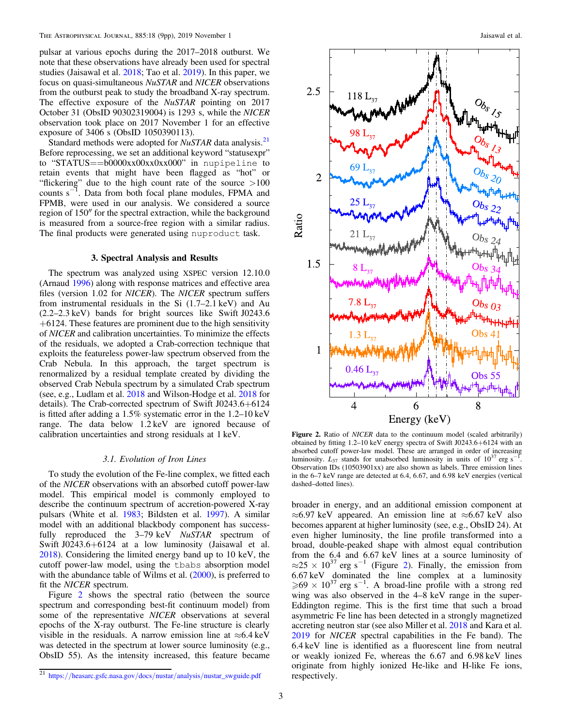pulsar at various epochs during the 2017–2018 outburst. We note that these observations have already been used for spectral studies (Jaisawal et al. 2018; Tao et al. 2019). In this paper, we focus on quasi-simultaneous *NuSTAR* and *NICER* observations from the outburst peak to study the broadband X-ray spectrum. The effective exposure of the *NuSTAR* pointing on 2017 October 31 (ObsID 90302319004) is 1293 s, while the *NICER* observation took place on 2017 November 1 for an effective exposure of 3406 s (ObsID 1050390113).

Standard methods were adopted for *NuSTAR* data analysis.[21] Before reprocessing, we set an additional keyword "statusexpr" to "STATUS==b0000xx00xx0xx000" in `nupipeline` to retain events that might have been flagged as "hot" or "flickering" due to the high count rate of the source >100 counts $s^{-1}$. Data from both focal plane modules, FPMA and FPMB, were used in our analysis. We considered a source region of 150″ for the spectral extraction, while the background is measured from a source-free region with a similar radius. The final products were generated using `nuproduct` task.

## 3. Spectral Analysis and Results

The spectrum was analyzed using XSPEC version 12.10.0 (Arnaud 1996) along with response matrices and effective area files (version 1.02 for *NICER*). The *NICER* spectrum suffers from instrumental residuals in the Si (1.7–2.1 keV) and Au (2.2–2.3 keV) bands for bright sources like Swift J0243.6+6124. These features are prominent due to the high sensitivity of *NICER* and calibration uncertainties. To minimize the effects of the residuals, we adopted a Crab-correction technique that exploits the featureless power-law spectrum observed from the Crab Nebula. In this approach, the target spectrum is renormalized by a residual template created by dividing the observed Crab Nebula spectrum by a simulated Crab spectrum (see, e.g., Ludlam et al. 2018 and Wilson-Hodge et al. 2018 for details). The Crab-corrected spectrum of Swift J0243.6+6124 is fitted after adding a 1.5% systematic error in the 1.2–10 keV range. The data below 1.2 keV are ignored because of calibration uncertainties and strong residuals at 1 keV.

### 3.1. Evolution of Iron Lines

To study the evolution of the Fe-line complex, we fitted each of the *NICER* observations with an absorbed cutoff power-law model. This empirical model is commonly employed to describe the continuum spectrum of accretion-powered X-ray pulsars (White et al. 1983; Bildsten et al. 1997). A similar model with an additional blackbody component has successfully reproduced the 3–79 keV *NuSTAR* spectrum of Swift J0243.6+6124 at a low luminosity (Jaisawal et al. 2018). Considering the limited energy band up to 10 keV, the cutoff power-law model, using the `tbabs` absorption model with the abundance table of Wilms et al. (2000), is preferred to fit the *NICER* spectrum.

Figure 2 shows the spectral ratio (between the source spectrum and corresponding best-fit continuum model) from some of the representative *NICER* observations at several epochs of the X-ray outburst. The Fe-line structure is clearly visible in the residuals. A narrow emission line at ≈6.4 keV was detected in the spectrum at lower source luminosity (e.g., ObsID 55). As the intensity increased, this feature became broader in energy, and an additional emission component at ≈6.97 keV appeared. An emission line at ≈6.67 keV also becomes apparent at higher luminosity (see, e.g., ObsID 24). At even higher luminosity, the line profile transformed into a broad, double-peaked shape with almost equal contribution from the 6.4 and 6.67 keV lines at a source luminosity of $\approx 25 \times 10^{37}$ erg $s^{-1}$ (Figure 2). Finally, the emission from 6.67 keV dominated the line complex at a luminosity $\geqslant 69 \times 10^{37}$ erg $s^{-1}$. A broad-line profile with a strong red wing was also observed in the 4–8 keV range in the super-Eddington regime. This is the first time that such a broad asymmetric Fe line has been detected in a strongly magnetized accreting neutron star (see also Miller et al. 2018 and Kara et al. 2019 for *NICER* spectral capabilities in the Fe band). The 6.4 keV line is identified as a fluorescent line from neutral or weakly ionized Fe, whereas the 6.67 and 6.98 keV lines originate from highly ionized He-like and H-like Fe ions, respectively.

**Figure 2.** Ratio of *NICER* data to the continuum model (scaled arbitrarily) obtained by fitting 1.2–10 keV energy spectra of Swift J0243.6+6124 with an absorbed cutoff power-law model. These are arranged in order of increasing luminosity. $L_{37}$ stands for unabsorbed luminosity in units of $10^{37}$ erg $s^{-1}$. Observation IDs (10503901xx) are also shown as labels. Three emission lines in the 6–7 keV range are detected at 6.4, 6.67, and 6.98 keV energies (vertical dashed–dotted lines).

[21] https://heasarc.gsfc.nasa.gov/docs/nustar/analysis/nustar_swguide.pdf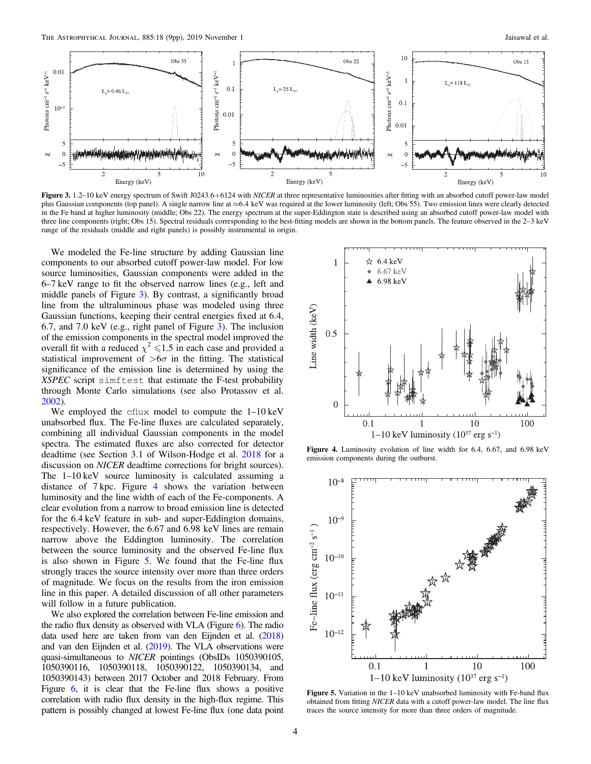**Figure 3.** 1.2–10 keV energy spectrum of Swift J0243.6+6124 with *NICER* at three representative luminosities after fitting with an absorbed cutoff power-law model plus Gaussian components (top panel). A single narrow line at ≈6.4 keV was required at the lower luminosity (left; Obs 55). Two emission lines were clearly detected in the Fe band at higher luminosity (middle; Obs 22). The energy spectrum at the super-Eddington state is described using an absorbed cutoff power-law model with three line components (right; Obs 15). Spectral residuals corresponding to the best-fitting models are shown in the bottom panels. The feature observed in the 2–3 keV range of the residuals (middle and right panels) is possibly instrumental in origin.

We modeled the Fe-line structure by adding Gaussian line components to our absorbed cutoff power-law model. For low source luminosities, Gaussian components were added in the 6–7 keV range to fit the observed narrow lines (e.g., left and middle panels of Figure 3). By contrast, a significantly broad line from the ultraluminous phase was modeled using three Gaussian functions, keeping their central energies fixed at 6.4, 6.7, and 7.0 keV (e.g., right panel of Figure 3). The inclusion of the emission components in the spectral model improved the overall fit with a reduced $\chi^2 \leqslant 1.5$ in each case and provided a statistical improvement of $>6\sigma$ in the fitting. The statistical significance of the emission line is determined by using the *XSPEC* script `simftest` that estimate the F-test probability through Monte Carlo simulations (see also Protassov et al. 2002).

We employed the `cflux` model to compute the 1–10 keV unabsorbed flux. The Fe-line fluxes are calculated separately, combining all individual Gaussian components in the model spectra. The estimated fluxes are also corrected for detector deadtime (see Section 3.1 of Wilson-Hodge et al. 2018 for a discussion on *NICER* deadtime corrections for bright sources). The 1–10 keV source luminosity is calculated assuming a distance of 7 kpc. Figure 4 shows the variation between luminosity and the line width of each of the Fe-components. A clear evolution from a narrow to broad emission line is detected for the 6.4 keV feature in sub- and super-Eddington domains, respectively. However, the 6.67 and 6.98 keV lines are remain narrow above the Eddington luminosity. The correlation between the source luminosity and the observed Fe-line flux is also shown in Figure 5. We found that the Fe-line flux strongly traces the source intensity over more than three orders of magnitude. We focus on the results from the iron emission line in this paper. A detailed discussion of all other parameters will follow in a future publication.

We also explored the correlation between Fe-line emission and the radio flux density as observed with VLA (Figure 6). The radio data used here are taken from van den Eijnden et al. (2018) and van den Eijnden et al. (2019). The VLA observations were quasi-simultaneous to *NICER* pointings (ObsIDs 1050390105, 1050390116, 1050390118, 1050390122, 1050390134, and 1050390143) between 2017 October and 2018 February. From Figure 6, it is clear that the Fe-line flux shows a positive correlation with radio flux density in the high-flux regime. This pattern is possibly changed at lowest Fe-line flux (one data point

**Figure 4.** Luminosity evolution of line width for 6.4, 6.67, and 6.98 keV emission components during the outburst.

**Figure 5.** Variation in the 1–10 keV unabsorbed luminosity with Fe-band flux obtained from fitting *NICER* data with a cutoff power-law model. The line flux traces the source intensity for more than three orders of magnitude.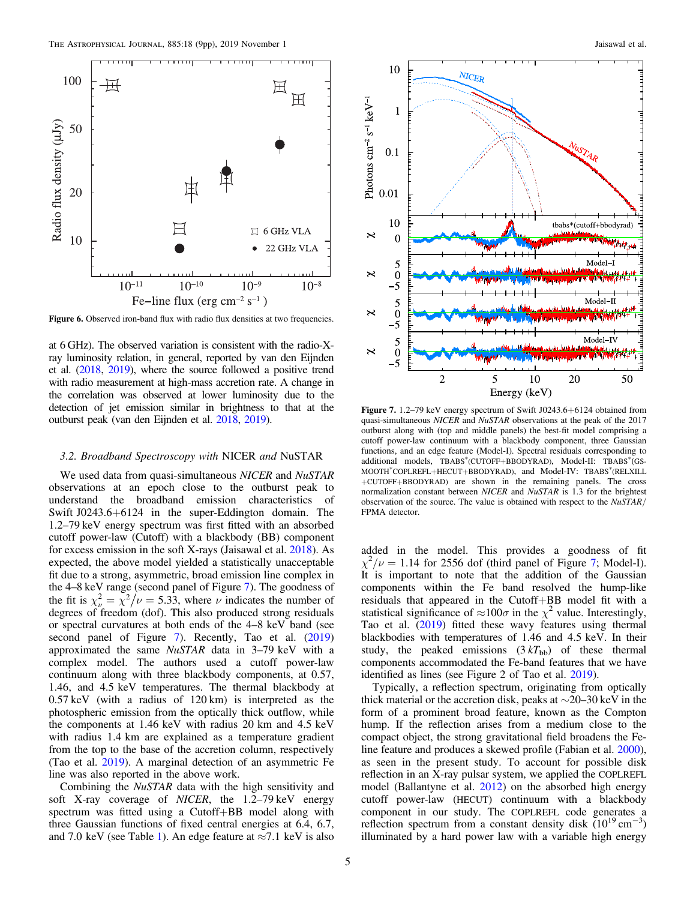**Figure 6.** Observed iron-band flux with radio flux densities at two frequencies.

at 6 GHz). The observed variation is consistent with the radio-X-ray luminosity relation, in general, reported by van den Eijnden et al. (2018, 2019), where the source followed a positive trend with radio measurement at high-mass accretion rate. A change in the correlation was observed at lower luminosity due to the detection of jet emission similar in brightness to that at the outburst peak (van den Eijnden et al. 2018, 2019).

### 3.2. Broadband Spectroscopy with *NICER* and *NuSTAR*

We used data from quasi-simultaneous *NICER* and *NuSTAR* observations at an epoch close to the outburst peak to understand the broadband emission characteristics of Swift J0243.6+6124 in the super-Eddington domain. The 1.2–79 keV energy spectrum was first fitted with an absorbed cutoff power-law (Cutoff) with a blackbody (BB) component for excess emission in the soft X-rays (Jaisawal et al. 2018). As expected, the above model yielded a statistically unacceptable fit due to a strong, asymmetric, broad emission line complex in the 4–8 keV range (second panel of Figure 7). The goodness of the fit is $\chi^2_\nu = \chi^2/\nu = 5.33$, where $\nu$ indicates the number of degrees of freedom (dof). This also produced strong residuals or spectral curvatures at both ends of the 4–8 keV band (see second panel of Figure 7). Recently, Tao et al. (2019) approximated the same *NuSTAR* data in 3–79 keV with a complex model. The authors used a cutoff power-law continuum along with three blackbody components, at 0.57, 1.46, and 4.5 keV temperatures. The thermal blackbody at 0.57 keV (with a radius of 120 km) is interpreted as the photospheric emission from the optically thick outflow, while the components at 1.46 keV with radius 20 km and 4.5 keV with radius 1.4 km are explained as a temperature gradient from the top to the base of the accretion column, respectively (Tao et al. 2019). A marginal detection of an asymmetric Fe line was also reported in the above work.

Combining the *NuSTAR* data with the high sensitivity and soft X-ray coverage of *NICER*, the 1.2–79 keV energy spectrum was fitted using a Cutoff+BB model along with three Gaussian functions of fixed central energies at 6.4, 6.7, and 7.0 keV (see Table 1). An edge feature at $\approx$7.1 keV is also

**Figure 7.** 1.2–79 keV energy spectrum of Swift J0243.6+6124 obtained from quasi-simultaneous *NICER* and *NuSTAR* observations at the peak of the 2017 outburst along with (top and middle panels) the best-fit model comprising a cutoff power-law continuum with a blackbody component, three Gaussian functions, and an edge feature (Model-I). Spectral residuals corresponding to additional models, TBABS*(CUTOFF+BBODYRAD), Model-II: TBABS*(GSMOOTH*COPLREFL+HECUT+BBODYRAD), and Model-IV: TBABS*(RELXILL+CUTOFF+BBODYRAD) are shown in the remaining panels. The cross normalization constant between *NICER* and *NuSTAR* is 1.3 for the brightest observation of the source. The value is obtained with respect to the *NuSTAR*/FPMA detector.

added in the model. This provides a goodness of fit $\chi^2/\nu = 1.14$ for 2556 dof (third panel of Figure 7; Model-I). It is important to note that the addition of the Gaussian components within the Fe band resolved the hump-like residuals that appeared in the Cutoff+BB model fit with a statistical significance of $\approx 100\sigma$ in the $\chi^2$ value. Interestingly, Tao et al. (2019) fitted these wavy features using thermal blackbodies with temperatures of 1.46 and 4.5 keV. In their study, the peaked emissions ($3\,kT_{\rm bb}$) of these thermal components accommodated the Fe-band features that we have identified as lines (see Figure 2 of Tao et al. 2019).

Typically, a reflection spectrum, originating from optically thick material or the accretion disk, peaks at $\sim$20–30 keV in the form of a prominent broad feature, known as the Compton hump. If the reflection arises from a medium close to the compact object, the strong gravitational field broadens the Fe-line feature and produces a skewed profile (Fabian et al. 2000), as seen in the present study. To account for possible disk reflection in an X-ray pulsar system, we applied the COPLREFL model (Ballantyne et al. 2012) on the absorbed high energy cutoff power-law (HECUT) continuum with a blackbody component in our study. The COPLREFL code generates a reflection spectrum from a constant density disk ($10^{19}$ cm$^{-3}$) illuminated by a hard power law with a variable high energy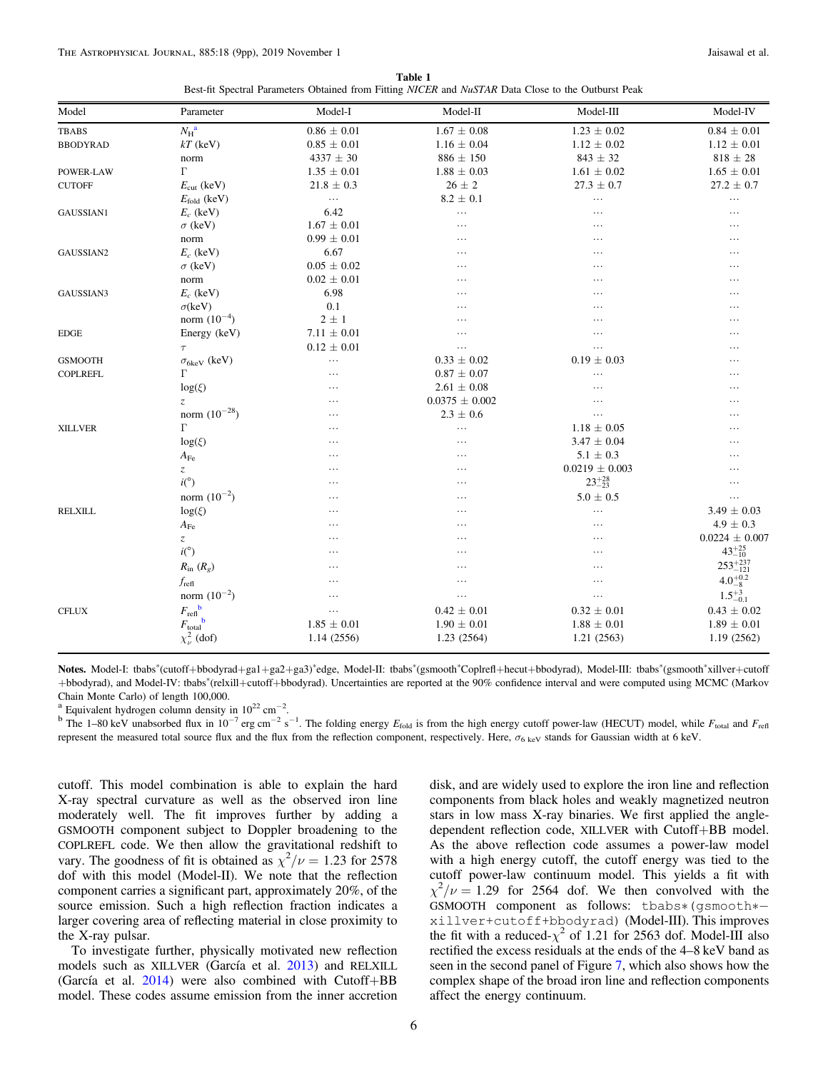**Table 1**
Best-fit Spectral Parameters Obtained from Fitting *NICER* and *NuSTAR* Data Close to the Outburst Peak

| Model | Parameter | Model-I | Model-II | Model-III | Model-IV |
|---|---|---|---|---|---|
| TBABS | $N_H$ [a] | $0.86 \pm 0.01$ | $1.67 \pm 0.08$ | $1.23 \pm 0.02$ | $0.84 \pm 0.01$ |
| BBODYRAD | $kT$ (keV) | $0.85 \pm 0.01$ | $1.16 \pm 0.04$ | $1.12 \pm 0.02$ | $1.12 \pm 0.01$ |
| | norm | $4337 \pm 30$ | $886 \pm 150$ | $843 \pm 32$ | $818 \pm 28$ |
| POWER-LAW | $\Gamma$ | $1.35 \pm 0.01$ | $1.88 \pm 0.03$ | $1.61 \pm 0.02$ | $1.65 \pm 0.01$ |
| CUTOFF | $E_{cut}$ (keV) | $21.8 \pm 0.3$ | $26 \pm 2$ | $27.3 \pm 0.7$ | $27.2 \pm 0.7$ |
| | $E_{fold}$ (keV) | ... | $8.2 \pm 0.1$ | ... | ... |
| GAUSSIAN1 | $E_c$ (keV) | 6.42 | ... | ... | ... |
| | $\sigma$ (keV) | $1.67 \pm 0.01$ | ... | ... | ... |
| | norm | $0.99 \pm 0.01$ | ... | ... | ... |
| GAUSSIAN2 | $E_c$ (keV) | 6.67 | ... | ... | ... |
| | $\sigma$ (keV) | $0.05 \pm 0.02$ | ... | ... | ... |
| | norm | $0.02 \pm 0.01$ | ... | ... | ... |
| GAUSSIAN3 | $E_c$ (keV) | 6.98 | ... | ... | ... |
| | $\sigma$(keV) | 0.1 | ... | ... | ... |
| | norm ($10^{-4}$) | $2 \pm 1$ | ... | ... | ... |
| EDGE | Energy (keV) | $7.11 \pm 0.01$ | ... | ... | ... |
| | $\tau$ | $0.12 \pm 0.01$ | ... | ... | ... |
| GSMOOTH | $\sigma_{6keV}$ (keV) | ... | $0.33 \pm 0.02$ | $0.19 \pm 0.03$ | ... |
| COPLREFL | $\Gamma$ | ... | $0.87 \pm 0.07$ | ... | ... |
| | $\log(\xi)$ | ... | $2.61 \pm 0.08$ | ... | ... |
| | $z$ | ... | $0.0375 \pm 0.002$ | ... | ... |
| | norm ($10^{-28}$) | ... | $2.3 \pm 0.6$ | ... | ... |
| XILLVER | $\Gamma$ | ... | ... | $1.18 \pm 0.05$ | ... |
| | $\log(\xi)$ | ... | ... | $3.47 \pm 0.04$ | ... |
| | $A_{Fe}$ | ... | ... | $5.1 \pm 0.3$ | ... |
| | $z$ | ... | ... | $0.0219 \pm 0.003$ | ... |
| | $i(°)$ | ... | ... | $23^{+28}_{-23}$ | ... |
| | norm ($10^{-2}$) | ... | ... | $5.0 \pm 0.5$ | ... |
| RELXILL | $\log(\xi)$ | ... | ... | ... | $3.49 \pm 0.03$ |
| | $A_{Fe}$ | ... | ... | ... | $4.9 \pm 0.3$ |
| | $z$ | ... | ... | ... | $0.0224 \pm 0.007$ |
| | $i(°)$ | ... | ... | ... | $43^{+25}_{-10}$ |
| | $R_{in}$ ($R_g$) | ... | ... | ... | $253^{+237}_{-121}$ |
| | $f_{refl}$ | ... | ... | ... | $4.0^{+0.2}_{-8}$ |
| | norm ($10^{-2}$) | ... | ... | ... | $1.5^{+3}_{-0.1}$ |
| CFLUX | $F_{refl}$ [b] | ... | $0.42 \pm 0.01$ | $0.32 \pm 0.01$ | $0.43 \pm 0.02$ |
| | $F_{total}$ [b] | $1.85 \pm 0.01$ | $1.90 \pm 0.01$ | $1.88 \pm 0.01$ | $1.89 \pm 0.01$ |
| | $\chi^2_\nu$ (dof) | 1.14 (2556) | 1.23 (2564) | 1.21 (2563) | 1.19 (2562) |

**Notes.** Model-I: tbabs*(cutoff+bbodyrad+ga1+ga2+ga3)*edge, Model-II: tbabs*(gsmooth*Coplrefl+hecut+bbodyrad), Model-III: tbabs*(gsmooth*xillver+cutoff+bbodyrad), and Model-IV: tbabs*(relxill+cutoff+bbodyrad). Uncertainties are reported at the 90% confidence interval and were computed using MCMC (Markov Chain Monte Carlo) of length 100,000.
[a] Equivalent hydrogen column density in $10^{22}$ cm$^{-2}$.
[b] The 1–80 keV unabsorbed flux in $10^{-7}$ erg cm$^{-2}$ s$^{-1}$. The folding energy $E_{fold}$ is from the high energy cutoff power-law (HECUT) model, while $F_{total}$ and $F_{refl}$ represent the measured total source flux and the flux from the reflection component, respectively. Here, $\sigma_{6\,keV}$ stands for Gaussian width at 6 keV.

cutoff. This model combination is able to explain the hard X-ray spectral curvature as well as the observed iron line moderately well. The fit improves further by adding a GSMOOTH component subject to Doppler broadening to the COPLREFL code. We then allow the gravitational redshift to vary. The goodness of fit is obtained as $\chi^2/\nu = 1.23$ for 2578 dof with this model (Model-II). We note that the reflection component carries a significant part, approximately 20%, of the source emission. Such a high reflection fraction indicates a larger covering area of reflecting material in close proximity to the X-ray pulsar.

To investigate further, physically motivated new reflection models such as XILLVER (García et al. 2013) and RELXILL (García et al. 2014) were also combined with Cutoff+BB model. These codes assume emission from the inner accretion disk, and are widely used to explore the iron line and reflection components from black holes and weakly magnetized neutron stars in low mass X-ray binaries. We first applied the angle-dependent reflection code, XILLVER with Cutoff+BB model. As the above reflection code assumes a power-law model with a high energy cutoff, the cutoff energy was tied to the cutoff power-law continuum model. This yields a fit with $\chi^2/\nu = 1.29$ for 2564 dof. We then convolved with the GSMOOTH component as follows: `tbabs*(gsmooth*xillver+cutoff+bbodyrad)` (Model-III). This improves the fit with a reduced-$\chi^2$ of 1.21 for 2563 dof. Model-III also rectified the excess residuals at the ends of the 4–8 keV band as seen in the second panel of Figure 7, which also shows how the complex shape of the broad iron line and reflection components affect the energy continuum.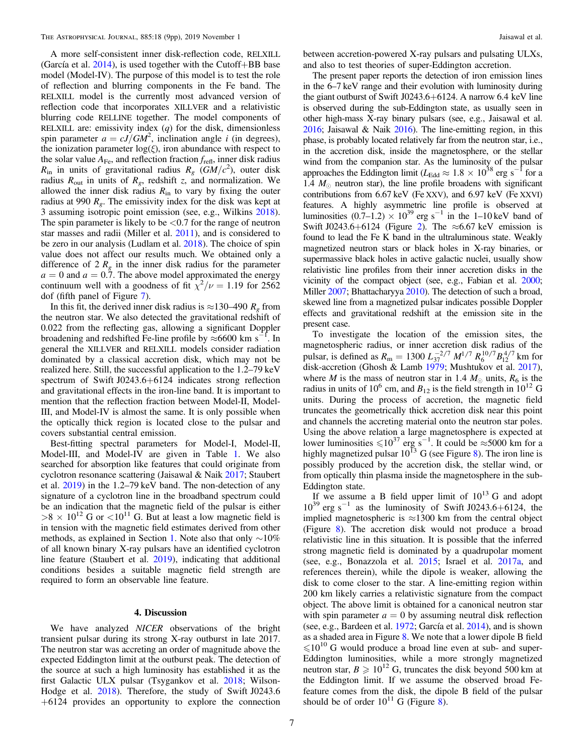A more self-consistent inner disk-reflection code, RELXILL (García et al. 2014), is used together with the Cutoff+BB base model (Model-IV). The purpose of this model is to test the role of reflection and blurring components in the Fe band. The RELXILL model is the currently most advanced version of reflection code that incorporates XILLVER and a relativistic blurring code RELLINE together. The model components of RELXILL are: emissivity index ($q$) for the disk, dimensionless spin parameter $a = cJ/GM^2$, inclination angle $i$ (in degrees), the ionization parameter $\log(\xi)$, iron abundance with respect to the solar value $A_{\rm Fe}$, and reflection fraction $f_{\rm refl}$, inner disk radius $R_{\rm in}$ in units of gravitational radius $R_g$ ($GM/c^2$), outer disk radius $R_{\rm out}$ in units of $R_g$, redshift $z$, and normalization. We allowed the inner disk radius $R_{\rm in}$ to vary by fixing the outer radius at 990 $R_g$. The emissivity index for the disk was kept at 3 assuming isotropic point emission (see, e.g., Wilkins 2018). The spin parameter is likely to be <0.7 for the range of neutron star masses and radii (Miller et al. 2011), and is considered to be zero in our analysis (Ludlam et al. 2018). The choice of spin value does not affect our results much. We obtained only a difference of 2 $R_g$ in the inner disk radius for the parameter $a = 0$ and $a = 0.7$. The above model approximated the energy continuum well with a goodness of fit $\chi^2/\nu = 1.19$ for 2562 dof (fifth panel of Figure 7).

In this fit, the derived inner disk radius is ≈130–490 $R_g$ from the neutron star. We also detected the gravitational redshift of 0.022 from the reflecting gas, allowing a significant Doppler broadening and redshifted Fe-line profile by ≈6600 km $s^{-1}$. In general the XILLVER and RELXILL models consider radiation dominated by a classical accretion disk, which may not be realized here. Still, the successful application to the 1.2–79 keV spectrum of Swift J0243.6+6124 indicates strong reflection and gravitational effects in the iron-line band. It is important to mention that the reflection fraction between Model-II, Model-III, and Model-IV is almost the same. It is only possible when the optically thick region is located close to the pulsar and covers substantial central emission.

Best-fitting spectral parameters for Model-I, Model-II, Model-III, and Model-IV are given in Table 1. We also searched for absorption like features that could originate from cyclotron resonance scattering (Jaisawal & Naik 2017; Staubert et al. 2019) in the 1.2–79 keV band. The non-detection of any signature of a cyclotron line in the broadband spectrum could be an indication that the magnetic field of the pulsar is either $>8 \times 10^{12}$ G or $<10^{11}$ G. But at least a low magnetic field is in tension with the magnetic field estimates derived from other methods, as explained in Section 1. Note also that only ~10% of all known binary X-ray pulsars have an identified cyclotron line feature (Staubert et al. 2019), indicating that additional conditions besides a suitable magnetic field strength are required to form an observable line feature.

## 4. Discussion

We have analyzed *NICER* observations of the bright transient pulsar during its strong X-ray outburst in late 2017. The neutron star was accreting an order of magnitude above the expected Eddington limit at the outburst peak. The detection of the source at such a high luminosity has established it as the first Galactic ULX pulsar (Tsygankov et al. 2018; Wilson-Hodge et al. 2018). Therefore, the study of Swift J0243.6+6124 provides an opportunity to explore the connection between accretion-powered X-ray pulsars and pulsating ULXs, and also to test theories of super-Eddington accretion.

The present paper reports the detection of iron emission lines in the 6–7 keV range and their evolution with luminosity during the giant outburst of Swift J0243.6+6124. A narrow 6.4 keV line is observed during the sub-Eddington state, as usually seen in other high-mass X-ray binary pulsars (see, e.g., Jaisawal et al. 2016; Jaisawal & Naik 2016). The line-emitting region, in this phase, is probably located relatively far from the neutron star, i.e., in the accretion disk, inside the magnetosphere, or the stellar wind from the companion star. As the luminosity of the pulsar approaches the Eddington limit ($L_{\rm Edd} \approx 1.8 \times 10^{38}$ erg $s^{-1}$ for a 1.4 $M_\odot$ neutron star), the line profile broadens with significant contributions from 6.67 keV (Fe XXV), and 6.97 keV (Fe XXVI) features. A highly asymmetric line profile is observed at luminosities $(0.7–1.2) \times 10^{39}$ erg $s^{-1}$ in the 1–10 keV band of Swift J0243.6+6124 (Figure 2). The ≈6.67 keV emission is found to lead the Fe K band in the ultraluminous state. Weakly magnetized neutron stars or black holes in X-ray binaries, or supermassive black holes in active galactic nuclei, usually show relativistic line profiles from their inner accretion disks in the vicinity of the compact object (see, e.g., Fabian et al. 2000; Miller 2007; Bhattacharyya 2010). The detection of such a broad, skewed line from a magnetized pulsar indicates possible Doppler effects and gravitational redshift at the emission site in the present case.

To investigate the location of the emission sites, the magnetospheric radius, or inner accretion disk radius of the pulsar, is defined as $R_{\rm m} = 1300\, L_{37}^{-2/7}\, M^{1/7}\, R_6^{10/7} B_{12}^{4/7}$ km for disk-accretion (Ghosh & Lamb 1979; Mushtukov et al. 2017), where $M$ is the mass of neutron star in 1.4 $M_\odot$ units, $R_6$ is the radius in units of $10^6$ cm, and $B_{12}$ is the field strength in $10^{12}$ G units. During the process of accretion, the magnetic field truncates the geometrically thick accretion disk near this point and channels the accreting material onto the neutron star poles. Using the above relation a large magnetosphere is expected at lower luminosities $\leqslant 10^{37}$ erg $s^{-1}$. It could be ≈5000 km for a highly magnetized pulsar $10^{13}$ G (see Figure 8). The iron line is possibly produced by the accretion disk, the stellar wind, or from optically thin plasma inside the magnetosphere in the sub-Eddington state.

If we assume a B field upper limit of $10^{13}$ G and adopt $10^{39}$ erg $s^{-1}$ as the luminosity of Swift J0243.6+6124, the implied magnetospheric is ≈1300 km from the central object (Figure 8). The accretion disk would not produce a broad relativistic line in this situation. It is possible that the inferred strong magnetic field is dominated by a quadrupolar moment (see, e.g., Bonazzola et al. 2015; Israel et al. 2017a, and references therein), while the dipole is weaker, allowing the disk to come closer to the star. A line-emitting region within 200 km likely carries a relativistic signature from the compact object. The above limit is obtained for a canonical neutron star with spin parameter $a = 0$ by assuming neutral disk reflection (see, e.g., Bardeen et al. 1972; García et al. 2014), and is shown as a shaded area in Figure 8. We note that a lower dipole B field $\leqslant 10^{10}$ G would produce a broad line even at sub- and super-Eddington luminosities, while a more strongly magnetized neutron star, $B \geqslant 10^{12}$ G, truncates the disk beyond 500 km at the Eddington limit. If we assume the observed broad Fe-feature comes from the disk, the dipole B field of the pulsar should be of order $10^{11}$ G (Figure 8).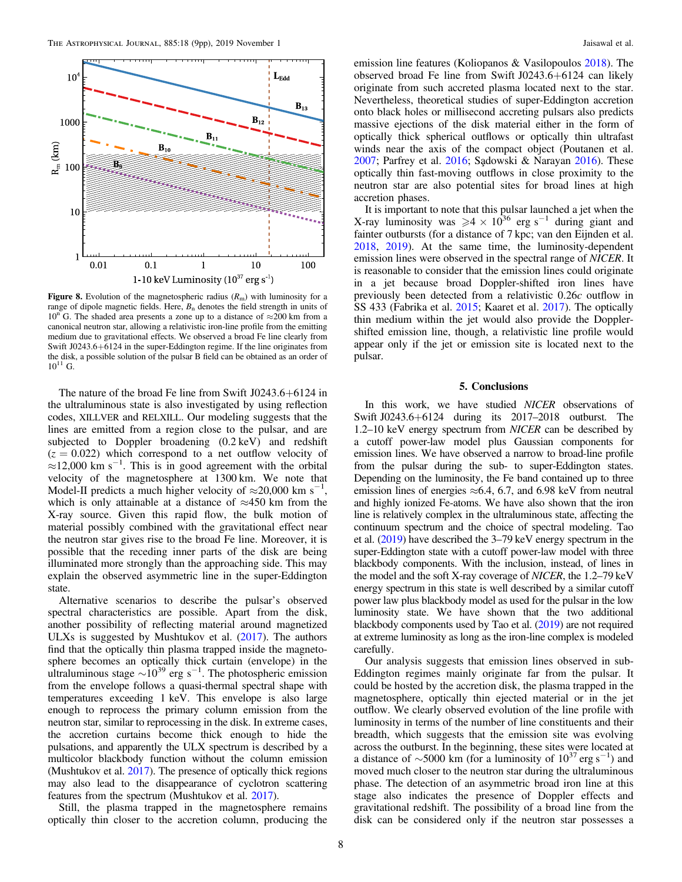**Figure 8.** Evolution of the magnetospheric radius ($R_{\mathrm{m}}$) with luminosity for a range of dipole magnetic fields. Here, $B_n$ denotes the field strength in units of $10^n$ G. The shaded area presents a zone up to a distance of ≈200 km from a canonical neutron star, allowing a relativistic iron-line profile from the emitting medium due to gravitational effects. We observed a broad Fe line clearly from Swift J0243.6+6124 in the super-Eddington regime. If the line originates from the disk, a possible solution of the pulsar B field can be obtained as an order of $10^{11}$ G.

The nature of the broad Fe line from Swift J0243.6+6124 in the ultraluminous state is also investigated by using reflection codes, XILLVER and RELXILL. Our modeling suggests that the lines are emitted from a region close to the pulsar, and are subjected to Doppler broadening (0.2 keV) and redshift ($z = 0.022$) which correspond to a net outflow velocity of ≈12,000 km s$^{-1}$. This is in good agreement with the orbital velocity of the magnetosphere at 1300 km. We note that Model-II predicts a much higher velocity of ≈20,000 km s$^{-1}$, which is only attainable at a distance of ≈450 km from the X-ray source. Given this rapid flow, the bulk motion of material possibly combined with the gravitational effect near the neutron star gives rise to the broad Fe line. Moreover, it is possible that the receding inner parts of the disk are being illuminated more strongly than the approaching side. This may explain the observed asymmetric line in the super-Eddington state.

Alternative scenarios to describe the pulsar's observed spectral characteristics are possible. Apart from the disk, another possibility of reflecting material around magnetized ULXs is suggested by Mushtukov et al. (2017). The authors find that the optically thin plasma trapped inside the magnetosphere becomes an optically thick curtain (envelope) in the ultraluminous stage $\sim10^{39}$ erg s$^{-1}$. The photospheric emission from the envelope follows a quasi-thermal spectral shape with temperatures exceeding 1 keV. This envelope is also large enough to reprocess the primary column emission from the neutron star, similar to reprocessing in the disk. In extreme cases, the accretion curtains become thick enough to hide the pulsations, and apparently the ULX spectrum is described by a multicolor blackbody function without the column emission (Mushtukov et al. 2017). The presence of optically thick regions may also lead to the disappearance of cyclotron scattering features from the spectrum (Mushtukov et al. 2017).

Still, the plasma trapped in the magnetosphere remains optically thin closer to the accretion column, producing the emission line features (Koliopanos & Vasilopoulos 2018). The observed broad Fe line from Swift J0243.6+6124 can likely originate from such accreted plasma located next to the star. Nevertheless, theoretical studies of super-Eddington accretion onto black holes or millisecond accreting pulsars also predicts massive ejections of the disk material either in the form of optically thick spherical outflows or optically thin ultrafast winds near the axis of the compact object (Poutanen et al. 2007; Parfrey et al. 2016; Sądowski & Narayan 2016). These optically thin fast-moving outflows in close proximity to the neutron star are also potential sites for broad lines at high accretion phases.

It is important to note that this pulsar launched a jet when the X-ray luminosity was $\geqslant 4 \times 10^{36}$ erg s$^{-1}$ during giant and fainter outbursts (for a distance of 7 kpc; van den Eijnden et al. 2018, 2019). At the same time, the luminosity-dependent emission lines were observed in the spectral range of *NICER*. It is reasonable to consider that the emission lines could originate in a jet because broad Doppler-shifted iron lines have previously been detected from a relativistic 0.26*c* outflow in SS 433 (Fabrika et al. 2015; Kaaret et al. 2017). The optically thin medium within the jet would also provide the Doppler-shifted emission line, though, a relativistic line profile would appear only if the jet or emission site is located next to the pulsar.

## 5. Conclusions

In this work, we have studied *NICER* observations of Swift J0243.6+6124 during its 2017–2018 outburst. The 1.2–10 keV energy spectrum from *NICER* can be described by a cutoff power-law model plus Gaussian components for emission lines. We have observed a narrow to broad-line profile from the pulsar during the sub- to super-Eddington states. Depending on the luminosity, the Fe band contained up to three emission lines of energies ≈6.4, 6.7, and 6.98 keV from neutral and highly ionized Fe-atoms. We have also shown that the iron line is relatively complex in the ultraluminous state, affecting the continuum spectrum and the choice of spectral modeling. Tao et al. (2019) have described the 3–79 keV energy spectrum in the super-Eddington state with a cutoff power-law model with three blackbody components. With the inclusion, instead, of lines in the model and the soft X-ray coverage of *NICER*, the 1.2–79 keV energy spectrum in this state is well described by a similar cutoff power law plus blackbody model as used for the pulsar in the low luminosity state. We have shown that the two additional blackbody components used by Tao et al. (2019) are not required at extreme luminosity as long as the iron-line complex is modeled carefully.

Our analysis suggests that emission lines observed in sub-Eddington regimes mainly originate far from the pulsar. It could be hosted by the accretion disk, the plasma trapped in the magnetosphere, optically thin ejected material or in the jet outflow. We clearly observed evolution of the line profile with luminosity in terms of the number of line constituents and their breadth, which suggests that the emission site was evolving across the outburst. In the beginning, these sites were located at a distance of ∼5000 km (for a luminosity of $10^{37}$ erg s$^{-1}$) and moved much closer to the neutron star during the ultraluminous phase. The detection of an asymmetric broad iron line at this stage also indicates the presence of Doppler effects and gravitational redshift. The possibility of a broad line from the disk can be considered only if the neutron star possesses a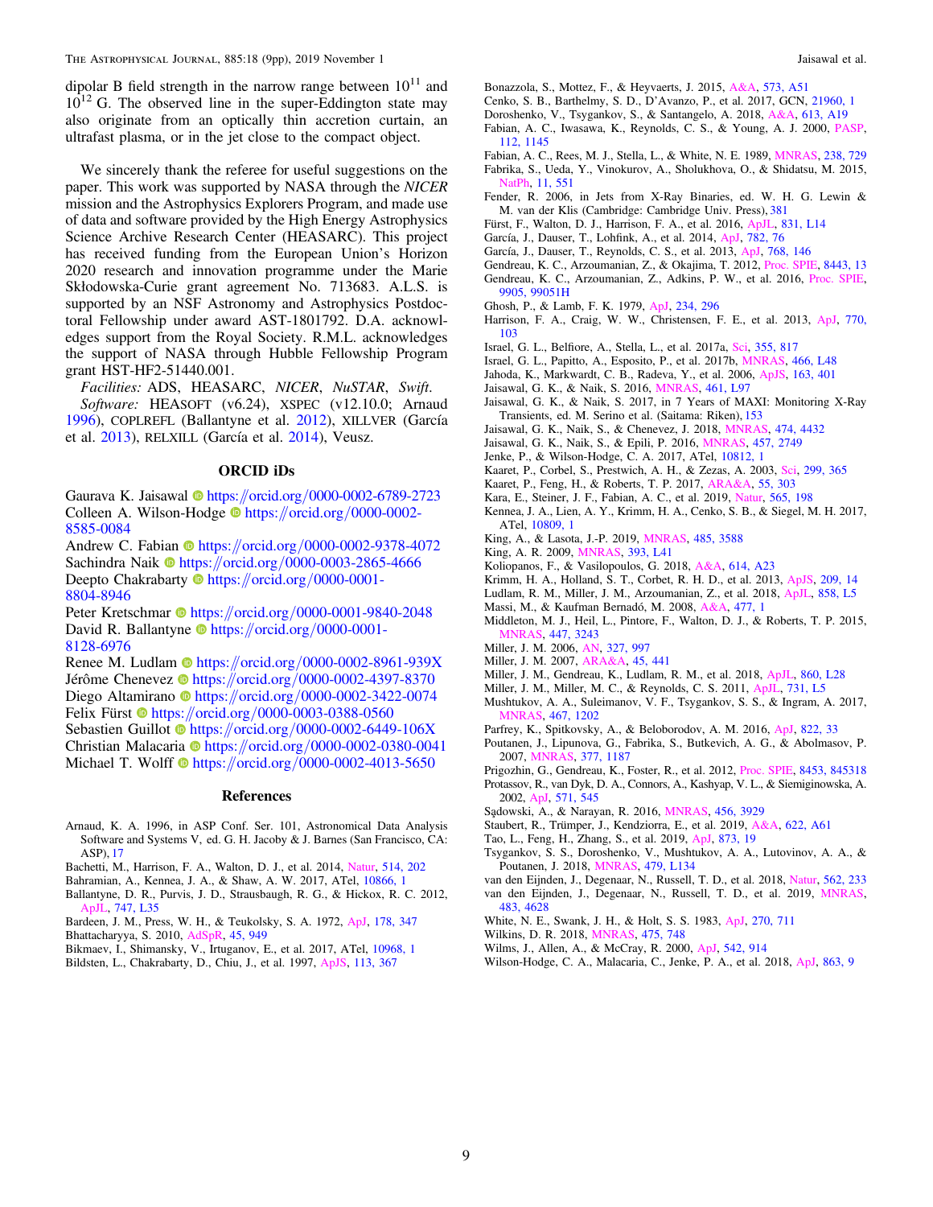dipolar B field strength in the narrow range between $10^{11}$ and $10^{12}$ G. The observed line in the super-Eddington state may also originate from an optically thin accretion curtain, an ultrafast plasma, or in the jet close to the compact object.

We sincerely thank the referee for useful suggestions on the paper. This work was supported by NASA through the *NICER* mission and the Astrophysics Explorers Program, and made use of data and software provided by the High Energy Astrophysics Science Archive Research Center (HEASARC). This project has received funding from the European Union's Horizon 2020 research and innovation programme under the Marie Skłodowska-Curie grant agreement No. 713683. A.L.S. is supported by an NSF Astronomy and Astrophysics Postdoctoral Fellowship under award AST-1801792. D.A. acknowledges support from the Royal Society. R.M.L. acknowledges the support of NASA through Hubble Fellowship Program grant HST-HF2-51440.001.

*Facilities:* ADS, HEASARC, *NICER*, *NuSTAR*, *Swift*.

*Software:* HEASOFT (v6.24), XSPEC (v12.10.0; Arnaud 1996), COPLREFL (Ballantyne et al. 2012), XILLVER (García et al. 2013), RELXILL (García et al. 2014), Veusz.

## ORCID iDs

Gaurava K. Jaisawal https://orcid.org/0000-0002-6789-2723
Colleen A. Wilson-Hodge https://orcid.org/0000-0002-8585-0084
Andrew C. Fabian https://orcid.org/0000-0002-9378-4072
Sachindra Naik https://orcid.org/0000-0003-2865-4666
Deepto Chakrabarty https://orcid.org/0000-0001-8804-8946
Peter Kretschmar https://orcid.org/0000-0001-9840-2048
David R. Ballantyne https://orcid.org/0000-0001-8128-6976
Renee M. Ludlam https://orcid.org/0000-0002-8961-939X
Jérôme Chenevez https://orcid.org/0000-0002-4397-8370
Diego Altamirano https://orcid.org/0000-0002-3422-0074
Felix Fürst https://orcid.org/0000-0003-0388-0560
Sebastien Guillot https://orcid.org/0000-0002-6449-106X
Christian Malacaria https://orcid.org/0000-0002-0380-0041
Michael T. Wolff https://orcid.org/0000-0002-4013-5650

## References

Arnaud, K. A. 1996, in ASP Conf. Ser. 101, Astronomical Data Analysis Software and Systems V, ed. G. H. Jacoby & J. Barnes (San Francisco, CA: ASP), 17
Bachetti, M., Harrison, F. A., Walton, D. J., et al. 2014, Natur, 514, 202
Bahramian, A., Kennea, J. A., & Shaw, A. W. 2017, ATel, 10866, 1
Ballantyne, D. R., Purvis, J. D., Strausbaugh, R. G., & Hickox, R. C. 2012, ApJL, 747, L35
Bardeen, J. M., Press, W. H., & Teukolsky, S. A. 1972, ApJ, 178, 347
Bhattacharyya, S. 2010, AdSpR, 45, 949
Bikmaev, I., Shimansky, V., Irtuganov, E., et al. 2017, ATel, 10968, 1
Bildsten, L., Chakrabarty, D., Chiu, J., et al. 1997, ApJS, 113, 367
Bonazzola, S., Mottez, F., & Heyvaerts, J. 2015, A&A, 573, A51
Cenko, S. B., Barthelmy, S. D., D'Avanzo, P., et al. 2017, GCN, 21960, 1
Doroshenko, V., Tsygankov, S., & Santangelo, A. 2018, A&A, 613, A19
Fabian, A. C., Iwasawa, K., Reynolds, C. S., & Young, A. J. 2000, PASP, 112, 1145
Fabian, A. C., Rees, M. J., Stella, L., & White, N. E. 1989, MNRAS, 238, 729
Fabrika, S., Ueda, Y., Vinokurov, A., Sholukhova, O., & Shidatsu, M. 2015, NatPh, 11, 551
Fender, R. 2006, in Jets from X-Ray Binaries, ed. W. H. G. Lewin & M. van der Klis (Cambridge: Cambridge Univ. Press), 381
Fürst, F., Walton, D. J., Harrison, F. A., et al. 2016, ApJL, 831, L14
García, J., Dauser, T., Lohfink, A., et al. 2014, ApJ, 782, 76
García, J., Dauser, T., Reynolds, C. S., et al. 2013, ApJ, 768, 146
Gendreau, K. C., Arzoumanian, Z., & Okajima, T. 2012, Proc. SPIE, 8443, 13
Gendreau, K. C., Arzoumanian, Z., Adkins, P. W., et al. 2016, Proc. SPIE, 9905, 99051H
Ghosh, P., & Lamb, F. K. 1979, ApJ, 234, 296
Harrison, F. A., Craig, W. W., Christensen, F. E., et al. 2013, ApJ, 770, 103
Israel, G. L., Belfiore, A., Stella, L., et al. 2017a, Sci, 355, 817
Israel, G. L., Papitto, A., Esposito, P., et al. 2017b, MNRAS, 466, L48
Jahoda, K., Markwardt, C. B., Radeva, Y., et al. 2006, ApJS, 163, 401
Jaisawal, G. K., & Naik, S. 2016, MNRAS, 461, L97
Jaisawal, G. K., & Naik, S. 2017, in 7 Years of MAXI: Monitoring X-Ray Transients, ed. M. Serino et al. (Saitama: Riken), 153
Jaisawal, G. K., Naik, S., & Chenevez, J. 2018, MNRAS, 474, 4432
Jaisawal, G. K., Naik, S., & Epili, P. 2016, MNRAS, 457, 2749
Jenke, P., & Wilson-Hodge, C. A. 2017, ATel, 10812, 1
Kaaret, P., Corbel, S., Prestwich, A. H., & Zezas, A. 2003, Sci, 299, 365
Kaaret, P., Feng, H., & Roberts, T. P. 2017, ARA&A, 55, 303
Kara, E., Steiner, J. F., Fabian, A. C., et al. 2019, Natur, 565, 198
Kennea, J. A., Lien, A. Y., Krimm, H. A., Cenko, S. B., & Siegel, M. H. 2017, ATel, 10809, 1
King, A., & Lasota, J.-P. 2019, MNRAS, 485, 3588
King, A. R. 2009, MNRAS, 393, L41
Koliopanos, F., & Vasilopoulos, G. 2018, A&A, 614, A23
Krimm, H. A., Holland, S. T., Corbet, R. H. D., et al. 2013, ApJS, 209, 14
Ludlam, R. M., Miller, J. M., Arzoumanian, Z., et al. 2018, ApJL, 858, L5
Massi, M., & Kaufman Bernadó, M. 2008, A&A, 477, 1
Middleton, M. J., Heil, L., Pintore, F., Walton, D. J., & Roberts, T. P. 2015, MNRAS, 447, 3243
Miller, J. M. 2006, AN, 327, 997
Miller, J. M. 2007, ARA&A, 45, 441
Miller, J. M., Gendreau, K., Ludlam, R. M., et al. 2018, ApJL, 860, L28
Miller, J. M., Miller, M. C., & Reynolds, C. S. 2011, ApJL, 731, L5
Mushtukov, A. A., Suleimanov, V. F., Tsygankov, S. S., & Ingram, A. 2017, MNRAS, 467, 1202
Parfrey, K., Spitkovsky, A., & Beloborodov, A. M. 2016, ApJ, 822, 33
Poutanen, J., Lipunova, G., Fabrika, S., Butkevich, A. G., & Abolmasov, P. 2007, MNRAS, 377, 1187
Prigozhin, G., Gendreau, K., Foster, R., et al. 2012, Proc. SPIE, 8453, 845318
Protassov, R., van Dyk, D. A., Connors, A., Kashyap, V. L., & Siemiginowska, A. 2002, ApJ, 571, 545
Sądowski, A., & Narayan, R. 2016, MNRAS, 456, 3929
Staubert, R., Trümper, J., Kendziorra, E., et al. 2019, A&A, 622, A61
Tao, L., Feng, H., Zhang, S., et al. 2019, ApJ, 873, 19
Tsygankov, S. S., Doroshenko, V., Mushtukov, A. A., Lutovinov, A. A., & Poutanen, J. 2018, MNRAS, 479, L134
van den Eijnden, J., Degenaar, N., Russell, T. D., et al. 2018, Natur, 562, 233
van den Eijnden, J., Degenaar, N., Russell, T. D., et al. 2019, MNRAS, 483, 4628
White, N. E., Swank, J. H., & Holt, S. S. 1983, ApJ, 270, 711
Wilkins, D. R. 2018, MNRAS, 475, 748
Wilms, J., Allen, A., & McCray, R. 2000, ApJ, 542, 914
Wilson-Hodge, C. A., Malacaria, C., Jenke, P. A., et al. 2018, ApJ, 863, 9